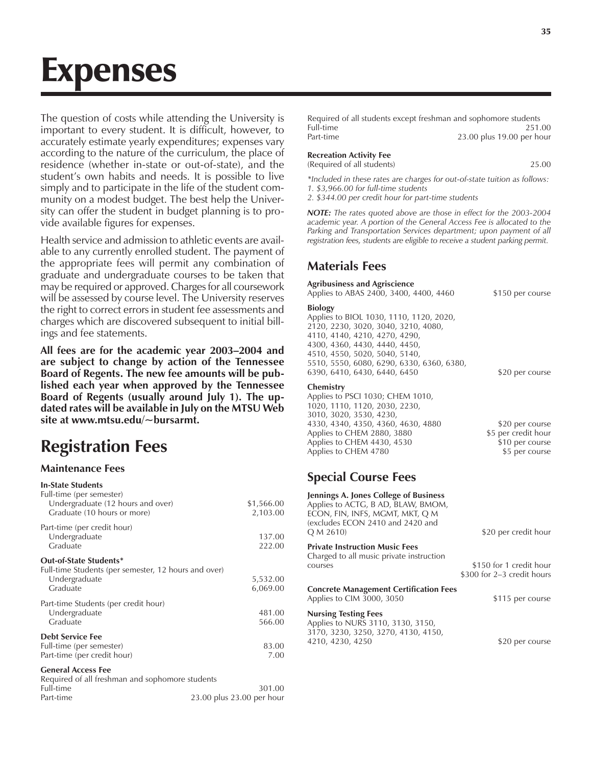# Expenses

The question of costs while attending the University is important to every student. It is difficult, however, to accurately estimate yearly expenditures; expenses vary according to the nature of the curriculum, the place of residence (whether in-state or out-of-state), and the student's own habits and needs. It is possible to live simply and to participate in the life of the student community on a modest budget. The best help the University can offer the student in budget planning is to provide available figures for expenses.

Health service and admission to athletic events are available to any currently enrolled student. The payment of the appropriate fees will permit any combination of graduate and undergraduate courses to be taken that may be required or approved. Charges for all coursework will be assessed by course level. The University reserves the right to correct errors in student fee assessments and charges which are discovered subsequent to initial billings and fee statements.

**All fees are for the academic year 2003–2004 and are subject to change by action of the Tennessee Board of Regents. The new fee amounts will be published each year when approved by the Tennessee Board of Regents (usually around July 1). The updated rates will be available in July on the MTSU Web site at www.mtsu.edu/~bursarmt.**

## Registration Fees

### Maintenance Fees

**In-State Students**

| | |
|---|---|
| Full-time (per semester) | |
| Undergraduate (12 hours and over) | $1,566.00 |
| Graduate (10 hours or more) | 2,103.00 |
| Part-time (per credit hour) | |
| Undergraduate | 137.00 |
| Graduate | 222.00 |

**Out-of-State Students***

| | |
|---|---|
| Full-time Students (per semester, 12 hours and over) | |
| Undergraduate | 5,532.00 |
| Graduate | 6,069.00 |
| Part-time Students (per credit hour) | |
| Undergraduate | 481.00 |
| Graduate | 566.00 |

**Debt Service Fee**

| | |
|---|---|
| Full-time (per semester) | 83.00 |
| Part-time (per credit hour) | 7.00 |

**General Access Fee**

Required of all freshman and sophomore students

| | |
|---|---|
| Full-time | 301.00 |
| Part-time | 23.00 plus 23.00 per hour |

Required of all students except freshman and sophomore students

| | |
|---|---|
| Full-time | 251.00 |
| Part-time | 23.00 plus 19.00 per hour |

**Recreation Activity Fee**

| | |
|---|---|
| (Required of all students) | 25.00 |

*\*Included in these rates are charges for out-of-state tuition as follows:*
*1. $3,966.00 for full-time students*
*2. $344.00 per credit hour for part-time students*

***NOTE:** The rates quoted above are those in effect for the 2003-2004 academic year. A portion of the General Access Fee is allocated to the Parking and Transportation Services department; upon payment of all registration fees, students are eligible to receive a student parking permit.*

## Materials Fees

| | |
|---|---|
| **Agribusiness and Agriscience** | |
| Applies to ABAS 2400, 3400, 4400, 4460 | $150 per course |
| **Biology** | |
| Applies to BIOL 1030, 1110, 1120, 2020, 2120, 2230, 3020, 3040, 3210, 4080, 4110, 4140, 4210, 4270, 4290, 4300, 4360, 4430, 4440, 4450, 4510, 4550, 5020, 5040, 5140, 5510, 5550, 6080, 6290, 6330, 6360, 6380, 6390, 6410, 6430, 6440, 6450 | $20 per course |
| **Chemistry** | |
| Applies to PSCI 1030; CHEM 1010, 1020, 1110, 1120, 2030, 2230, 3010, 3020, 3530, 4230, 4330, 4340, 4350, 4360, 4630, 4880 | $20 per course |
| Applies to CHEM 2880, 3880 | $5 per credit hour |
| Applies to CHEM 4430, 4530 | $10 per course |
| Applies to CHEM 4780 | $5 per course |

## Special Course Fees

| | |
|---|---|
| **Jennings A. Jones College of Business** | |
| Applies to ACTG, B AD, BLAW, BMOM, ECON, FIN, INFS, MGMT, MKT, Q M (excludes ECON 2410 and 2420 and Q M 2610) | $20 per credit hour |
| **Private Instruction Music Fees** | |
| Charged to all music private instruction courses | $150 for 1 credit hour<br>$300 for 2–3 credit hours |
| **Concrete Management Certification Fees** | |
| Applies to CIM 3000, 3050 | $115 per course |
| **Nursing Testing Fees** | |
| Applies to NURS 3110, 3130, 3150, 3170, 3230, 3250, 3270, 4130, 4150, 4210, 4230, 4250 | $20 per course |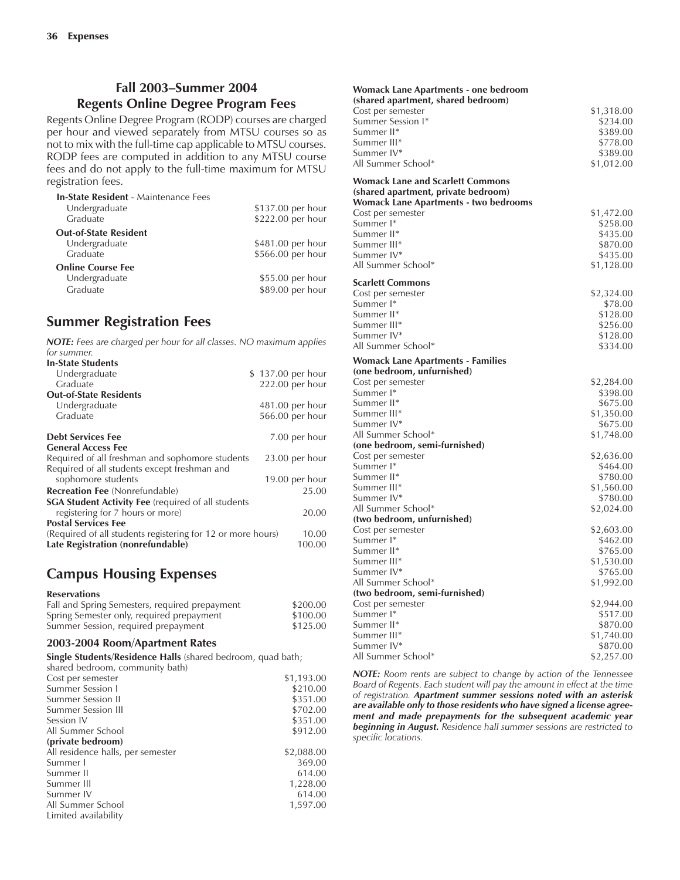## Fall 2003–Summer 2004 Regents Online Degree Program Fees

Regents Online Degree Program (RODP) courses are charged per hour and viewed separately from MTSU courses so as not to mix with the full-time cap applicable to MTSU courses. RODP fees are computed in addition to any MTSU course fees and do not apply to the full-time maximum for MTSU registration fees.

| | |
|---|---|
| **In-State Resident** - Maintenance Fees | |
| Undergraduate | $137.00 per hour |
| Graduate | $222.00 per hour |
| **Out-of-State Resident** | |
| Undergraduate | $481.00 per hour |
| Graduate | $566.00 per hour |
| **Online Course Fee** | |
| Undergraduate | $55.00 per hour |
| Graduate | $89.00 per hour |

## Summer Registration Fees

***NOTE:*** *Fees are charged per hour for all classes. NO maximum applies for summer.*

| | |
|---|---|
| **In-State Students** | |
| Undergraduate | $ 137.00 per hour |
| Graduate | 222.00 per hour |
| **Out-of-State Residents** | |
| Undergraduate | 481.00 per hour |
| Graduate | 566.00 per hour |
| **Debt Services Fee** | 7.00 per hour |
| **General Access Fee** | |
| Required of all freshman and sophomore students | 23.00 per hour |
| Required of all students except freshman and sophomore students | 19.00 per hour |
| **Recreation Fee** (Nonrefundable) | 25.00 |
| **SGA Student Activity Fee** (required of all students registering for 7 hours or more) | 20.00 |
| **Postal Services Fee** (Required of all students registering for 12 or more hours) | 10.00 |
| **Late Registration (nonrefundable)** | 100.00 |

## Campus Housing Expenses

**Reservations**

| | |
|---|---|
| Fall and Spring Semesters, required prepayment | $200.00 |
| Spring Semester only, required prepayment | $100.00 |
| Summer Session, required prepayment | $125.00 |

### 2003-2004 Room/Apartment Rates

**Single Students/Residence Halls** (shared bedroom, quad bath; shared bedroom, community bath)

| | |
|---|---|
| Cost per semester | $1,193.00 |
| Summer Session I | $210.00 |
| Summer Session II | $351.00 |
| Summer Session III | $702.00 |
| Session IV | $351.00 |
| All Summer School | $912.00 |
| **(private bedroom)** | |
| All residence halls, per semester | $2,088.00 |
| Summer I | 369.00 |
| Summer II | 614.00 |
| Summer III | 1,228.00 |
| Summer IV | 614.00 |
| All Summer School | 1,597.00 |
| Limited availability | |

**Womack Lane Apartments - one bedroom (shared apartment, shared bedroom)**

| | |
|---|---|
| Cost per semester | $1,318.00 |
| Summer Session I* | $234.00 |
| Summer II* | $389.00 |
| Summer III* | $778.00 |
| Summer IV* | $389.00 |
| All Summer School* | $1,012.00 |

**Womack Lane and Scarlett Commons (shared apartment, private bedroom) Womack Lane Apartments - two bedrooms**

| | |
|---|---|
| Cost per semester | $1,472.00 |
| Summer I* | $258.00 |
| Summer II* | $435.00 |
| Summer III* | $870.00 |
| Summer IV* | $435.00 |
| All Summer School* | $1,128.00 |

**Scarlett Commons**

| | |
|---|---|
| Cost per semester | $2,324.00 |
| Summer I* | $78.00 |
| Summer II* | $128.00 |
| Summer III* | $256.00 |
| Summer IV* | $128.00 |
| All Summer School* | $334.00 |

**Womack Lane Apartments - Families**

| | |
|---|---|
| **(one bedroom, unfurnished)** | |
| Cost per semester | $2,284.00 |
| Summer I* | $398.00 |
| Summer II* | $675.00 |
| Summer III* | $1,350.00 |
| Summer IV* | $675.00 |
| All Summer School* | $1,748.00 |
| **(one bedroom, semi-furnished)** | |
| Cost per semester | $2,636.00 |
| Summer I* | $464.00 |
| Summer II* | $780.00 |
| Summer III* | $1,560.00 |
| Summer IV* | $780.00 |
| All Summer School* | $2,024.00 |
| **(two bedroom, unfurnished)** | |
| Cost per semester | $2,603.00 |
| Summer I* | $462.00 |
| Summer II* | $765.00 |
| Summer III* | $1,530.00 |
| Summer IV* | $765.00 |
| All Summer School* | $1,992.00 |
| **(two bedroom, semi-furnished)** | |
| Cost per semester | $2,944.00 |
| Summer I* | $517.00 |
| Summer II* | $870.00 |
| Summer III* | $1,740.00 |
| Summer IV* | $870.00 |
| All Summer School* | $2,257.00 |

***NOTE:*** *Room rents are subject to change by action of the Tennessee Board of Regents. Each student will pay the amount in effect at the time of registration.* ***Apartment summer sessions noted with an asterisk are available only to those residents who have signed a license agreement and made prepayments for the subsequent academic year beginning in August.*** *Residence hall summer sessions are restricted to specific locations.*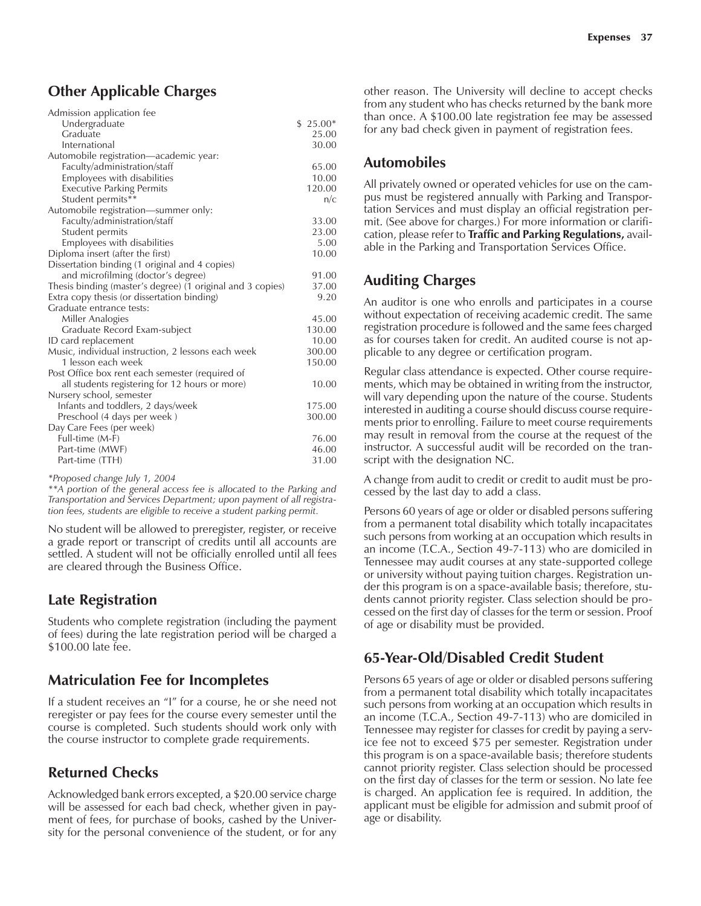## Other Applicable Charges

| | |
|---|---|
| Admission application fee | |
| Undergraduate | $ 25.00* |
| Graduate | 25.00 |
| International | 30.00 |
| Automobile registration—academic year: | |
| Faculty/administration/staff | 65.00 |
| Employees with disabilities | 10.00 |
| Executive Parking Permits | 120.00 |
| Student permits** | n/c |
| Automobile registration—summer only: | |
| Faculty/administration/staff | 33.00 |
| Student permits | 23.00 |
| Employees with disabilities | 5.00 |
| Diploma insert (after the first) | 10.00 |
| Dissertation binding (1 original and 4 copies) and microfilming (doctor's degree) | 91.00 |
| Thesis binding (master's degree) (1 original and 3 copies) | 37.00 |
| Extra copy thesis (or dissertation binding) | 9.20 |
| Graduate entrance tests: | |
| Miller Analogies | 45.00 |
| Graduate Record Exam-subject | 130.00 |
| ID card replacement | 10.00 |
| Music, individual instruction, 2 lessons each week | 300.00 |
| 1 lesson each week | 150.00 |
| Post Office box rent each semester (required of all students registering for 12 hours or more) | 10.00 |
| Nursery school, semester | |
| Infants and toddlers, 2 days/week | 175.00 |
| Preschool (4 days per week ) | 300.00 |
| Day Care Fees (per week) | |
| Full-time (M-F) | 76.00 |
| Part-time (MWF) | 46.00 |
| Part-time (TTH) | 31.00 |

*Proposed change July 1, 2004*

***A portion of the general access fee is allocated to the Parking and Transportation and Services Department; upon payment of all registration fees, students are eligible to receive a student parking permit.*

No student will be allowed to preregister, register, or receive a grade report or transcript of credits until all accounts are settled. A student will not be officially enrolled until all fees are cleared through the Business Office.

## Late Registration

Students who complete registration (including the payment of fees) during the late registration period will be charged a $100.00 late fee.

## Matriculation Fee for Incompletes

If a student receives an "I" for a course, he or she need not reregister or pay fees for the course every semester until the course is completed. Such students should work only with the course instructor to complete grade requirements.

## Returned Checks

Acknowledged bank errors excepted, a $20.00 service charge will be assessed for each bad check, whether given in payment of fees, for purchase of books, cashed by the University for the personal convenience of the student, or for any other reason. The University will decline to accept checks from any student who has checks returned by the bank more than once. A $100.00 late registration fee may be assessed for any bad check given in payment of registration fees.

## Automobiles

All privately owned or operated vehicles for use on the campus must be registered annually with Parking and Transportation Services and must display an official registration permit. (See above for charges.) For more information or clarification, please refer to **Traffic and Parking Regulations,** available in the Parking and Transportation Services Office.

## Auditing Charges

An auditor is one who enrolls and participates in a course without expectation of receiving academic credit. The same registration procedure is followed and the same fees charged as for courses taken for credit. An audited course is not applicable to any degree or certification program.

Regular class attendance is expected. Other course requirements, which may be obtained in writing from the instructor, will vary depending upon the nature of the course. Students interested in auditing a course should discuss course requirements prior to enrolling. Failure to meet course requirements may result in removal from the course at the request of the instructor. A successful audit will be recorded on the transcript with the designation NC.

A change from audit to credit or credit to audit must be processed by the last day to add a class.

Persons 60 years of age or older or disabled persons suffering from a permanent total disability which totally incapacitates such persons from working at an occupation which results in an income (T.C.A., Section 49-7-113) who are domiciled in Tennessee may audit courses at any state-supported college or university without paying tuition charges. Registration under this program is on a space-available basis; therefore, students cannot priority register. Class selection should be processed on the first day of classes for the term or session. Proof of age or disability must be provided.

## 65-Year-Old/Disabled Credit Student

Persons 65 years of age or older or disabled persons suffering from a permanent total disability which totally incapacitates such persons from working at an occupation which results in an income (T.C.A., Section 49-7-113) who are domiciled in Tennessee may register for classes for credit by paying a service fee not to exceed $75 per semester. Registration under this program is on a space-available basis; therefore students cannot priority register. Class selection should be processed on the first day of classes for the term or session. No late fee is charged. An application fee is required. In addition, the applicant must be eligible for admission and submit proof of age or disability.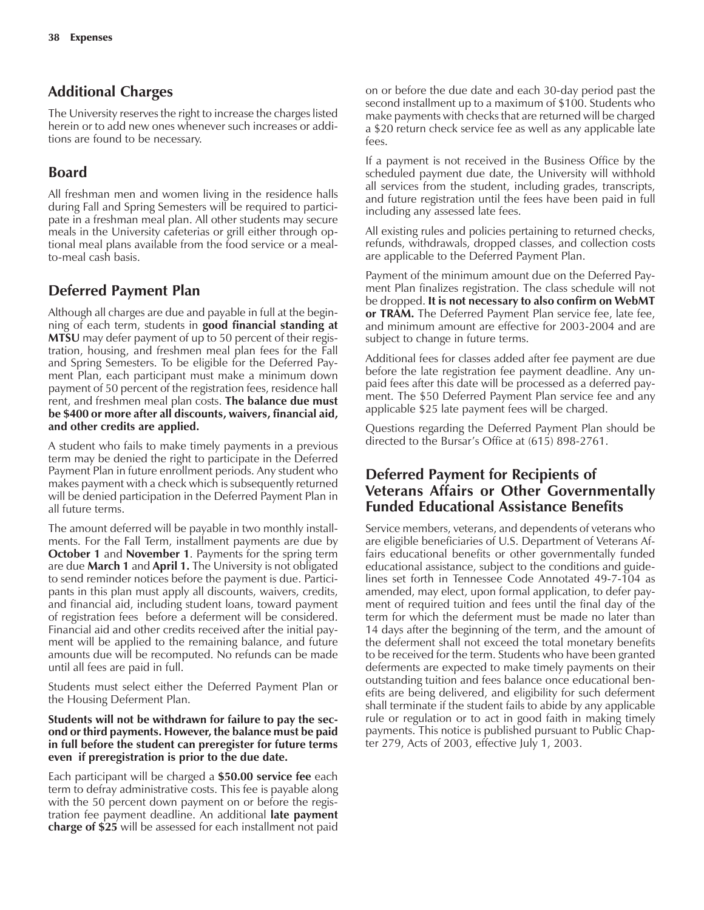## Additional Charges

The University reserves the right to increase the charges listed herein or to add new ones whenever such increases or additions are found to be necessary.

## Board

All freshman men and women living in the residence halls during Fall and Spring Semesters will be required to participate in a freshman meal plan. All other students may secure meals in the University cafeterias or grill either through optional meal plans available from the food service or a meal-to-meal cash basis.

## Deferred Payment Plan

Although all charges are due and payable in full at the beginning of each term, students in **good financial standing at MTSU** may defer payment of up to 50 percent of their registration, housing, and freshmen meal plan fees for the Fall and Spring Semesters. To be eligible for the Deferred Payment Plan, each participant must make a minimum down payment of 50 percent of the registration fees, residence hall rent, and freshmen meal plan costs. **The balance due must be $400 or more after all discounts, waivers, financial aid, and other credits are applied.**

A student who fails to make timely payments in a previous term may be denied the right to participate in the Deferred Payment Plan in future enrollment periods. Any student who makes payment with a check which is subsequently returned will be denied participation in the Deferred Payment Plan in all future terms.

The amount deferred will be payable in two monthly installments. For the Fall Term, installment payments are due by **October 1** and **November 1**. Payments for the spring term are due **March 1** and **April 1.** The University is not obligated to send reminder notices before the payment is due. Participants in this plan must apply all discounts, waivers, credits, and financial aid, including student loans, toward payment of registration fees before a deferment will be considered. Financial aid and other credits received after the initial payment will be applied to the remaining balance, and future amounts due will be recomputed. No refunds can be made until all fees are paid in full.

Students must select either the Deferred Payment Plan or the Housing Deferment Plan.

**Students will not be withdrawn for failure to pay the second or third payments. However, the balance must be paid in full before the student can preregister for future terms even if preregistration is prior to the due date.**

Each participant will be charged a **$50.00 service fee** each term to defray administrative costs. This fee is payable along with the 50 percent down payment on or before the registration fee payment deadline. An additional **late payment charge of $25** will be assessed for each installment not paid on or before the due date and each 30-day period past the second installment up to a maximum of $100. Students who make payments with checks that are returned will be charged a $20 return check service fee as well as any applicable late fees.

If a payment is not received in the Business Office by the scheduled payment due date, the University will withhold all services from the student, including grades, transcripts, and future registration until the fees have been paid in full including any assessed late fees.

All existing rules and policies pertaining to returned checks, refunds, withdrawals, dropped classes, and collection costs are applicable to the Deferred Payment Plan.

Payment of the minimum amount due on the Deferred Payment Plan finalizes registration. The class schedule will not be dropped. **It is not necessary to also confirm on WebMT or TRAM.** The Deferred Payment Plan service fee, late fee, and minimum amount are effective for 2003-2004 and are subject to change in future terms.

Additional fees for classes added after fee payment are due before the late registration fee payment deadline. Any unpaid fees after this date will be processed as a deferred payment. The $50 Deferred Payment Plan service fee and any applicable $25 late payment fees will be charged.

Questions regarding the Deferred Payment Plan should be directed to the Bursar's Office at (615) 898-2761.

## Deferred Payment for Recipients of Veterans Affairs or Other Governmentally Funded Educational Assistance Benefits

Service members, veterans, and dependents of veterans who are eligible beneficiaries of U.S. Department of Veterans Affairs educational benefits or other governmentally funded educational assistance, subject to the conditions and guidelines set forth in Tennessee Code Annotated 49-7-104 as amended, may elect, upon formal application, to defer payment of required tuition and fees until the final day of the term for which the deferment must be made no later than 14 days after the beginning of the term, and the amount of the deferment shall not exceed the total monetary benefits to be received for the term. Students who have been granted deferments are expected to make timely payments on their outstanding tuition and fees balance once educational benefits are being delivered, and eligibility for such deferment shall terminate if the student fails to abide by any applicable rule or regulation or to act in good faith in making timely payments. This notice is published pursuant to Public Chapter 279, Acts of 2003, effective July 1, 2003.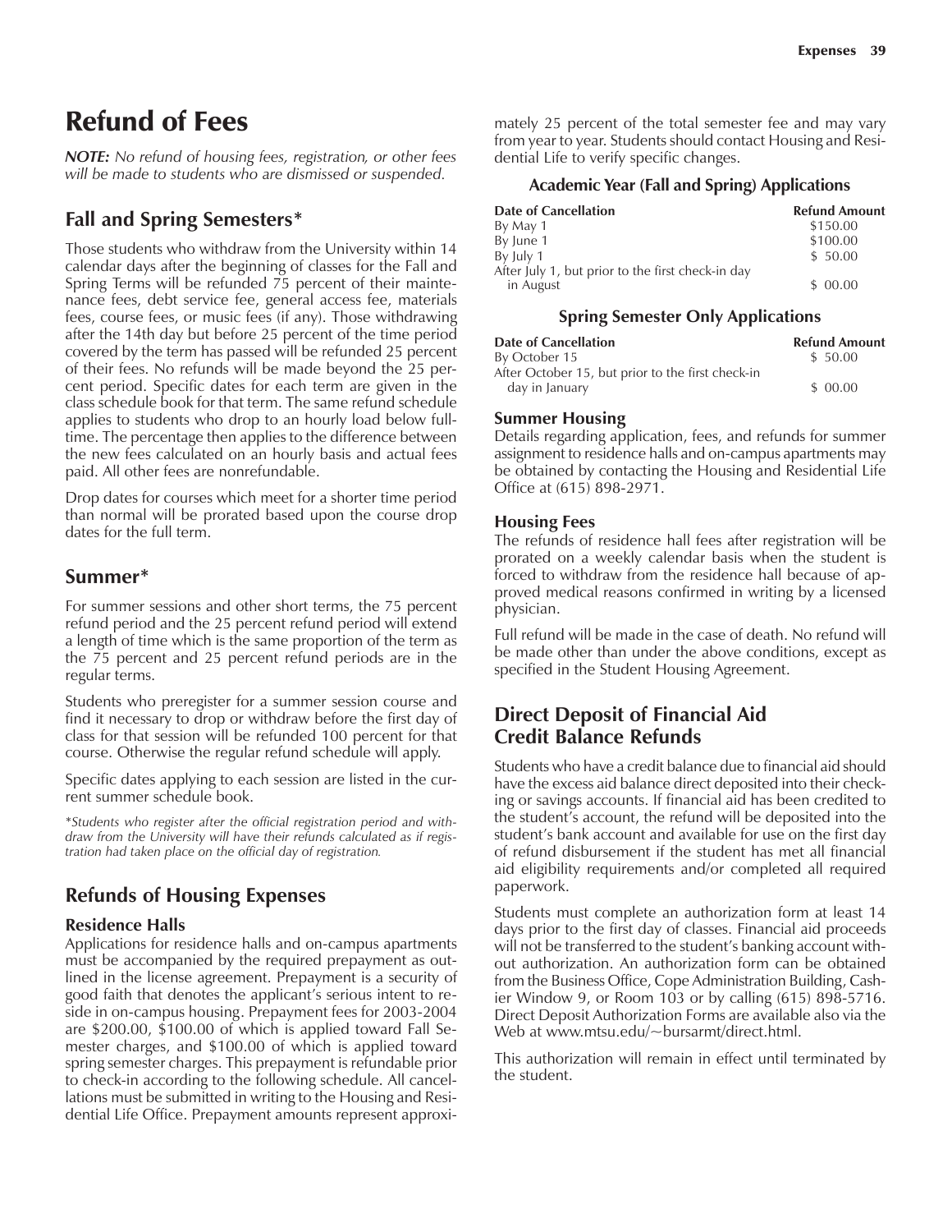# Refund of Fees

***NOTE:*** *No refund of housing fees, registration, or other fees will be made to students who are dismissed or suspended.*

## Fall and Spring Semesters*

Those students who withdraw from the University within 14 calendar days after the beginning of classes for the Fall and Spring Terms will be refunded 75 percent of their maintenance fees, debt service fee, general access fee, materials fees, course fees, or music fees (if any). Those withdrawing after the 14th day but before 25 percent of the time period covered by the term has passed will be refunded 25 percent of their fees. No refunds will be made beyond the 25 percent period. Specific dates for each term are given in the class schedule book for that term. The same refund schedule applies to students who drop to an hourly load below full-time. The percentage then applies to the difference between the new fees calculated on an hourly basis and actual fees paid. All other fees are nonrefundable.

Drop dates for courses which meet for a shorter time period than normal will be prorated based upon the course drop dates for the full term.

## Summer*

For summer sessions and other short terms, the 75 percent refund period and the 25 percent refund period will extend a length of time which is the same proportion of the term as the 75 percent and 25 percent refund periods are in the regular terms.

Students who preregister for a summer session course and find it necessary to drop or withdraw before the first day of class for that session will be refunded 100 percent for that course. Otherwise the regular refund schedule will apply.

Specific dates applying to each session are listed in the current summer schedule book.

*\*Students who register after the official registration period and withdraw from the University will have their refunds calculated as if registration had taken place on the official day of registration.*

## Refunds of Housing Expenses

### Residence Halls

Applications for residence halls and on-campus apartments must be accompanied by the required prepayment as outlined in the license agreement. Prepayment is a security of good faith that denotes the applicant's serious intent to reside in on-campus housing. Prepayment fees for 2003-2004 are $200.00, $100.00 of which is applied toward Fall Semester charges, and $100.00 of which is applied toward spring semester charges. This prepayment is refundable prior to check-in according to the following schedule. All cancellations must be submitted in writing to the Housing and Residential Life Office. Prepayment amounts represent approximately 25 percent of the total semester fee and may vary from year to year. Students should contact Housing and Residential Life to verify specific changes.

#### Academic Year (Fall and Spring) Applications

| Date of Cancellation | Refund Amount |
|---|---|
| By May 1 | $150.00 |
| By June 1 | $100.00 |
| By July 1 | $ 50.00 |
| After July 1, but prior to the first check-in day in August | $ 00.00 |

#### Spring Semester Only Applications

| Date of Cancellation | Refund Amount |
|---|---|
| By October 15 | $ 50.00 |
| After October 15, but prior to the first check-in day in January | $ 00.00 |

### Summer Housing

Details regarding application, fees, and refunds for summer assignment to residence halls and on-campus apartments may be obtained by contacting the Housing and Residential Life Office at (615) 898-2971.

### Housing Fees

The refunds of residence hall fees after registration will be prorated on a weekly calendar basis when the student is forced to withdraw from the residence hall because of approved medical reasons confirmed in writing by a licensed physician.

Full refund will be made in the case of death. No refund will be made other than under the above conditions, except as specified in the Student Housing Agreement.

## Direct Deposit of Financial Aid Credit Balance Refunds

Students who have a credit balance due to financial aid should have the excess aid balance direct deposited into their checking or savings accounts. If financial aid has been credited to the student's account, the refund will be deposited into the student's bank account and available for use on the first day of refund disbursement if the student has met all financial aid eligibility requirements and/or completed all required paperwork.

Students must complete an authorization form at least 14 days prior to the first day of classes. Financial aid proceeds will not be transferred to the student's banking account without authorization. An authorization form can be obtained from the Business Office, Cope Administration Building, Cashier Window 9, or Room 103 or by calling (615) 898-5716. Direct Deposit Authorization Forms are available also via the Web at www.mtsu.edu/~bursarmt/direct.html.

This authorization will remain in effect until terminated by the student.